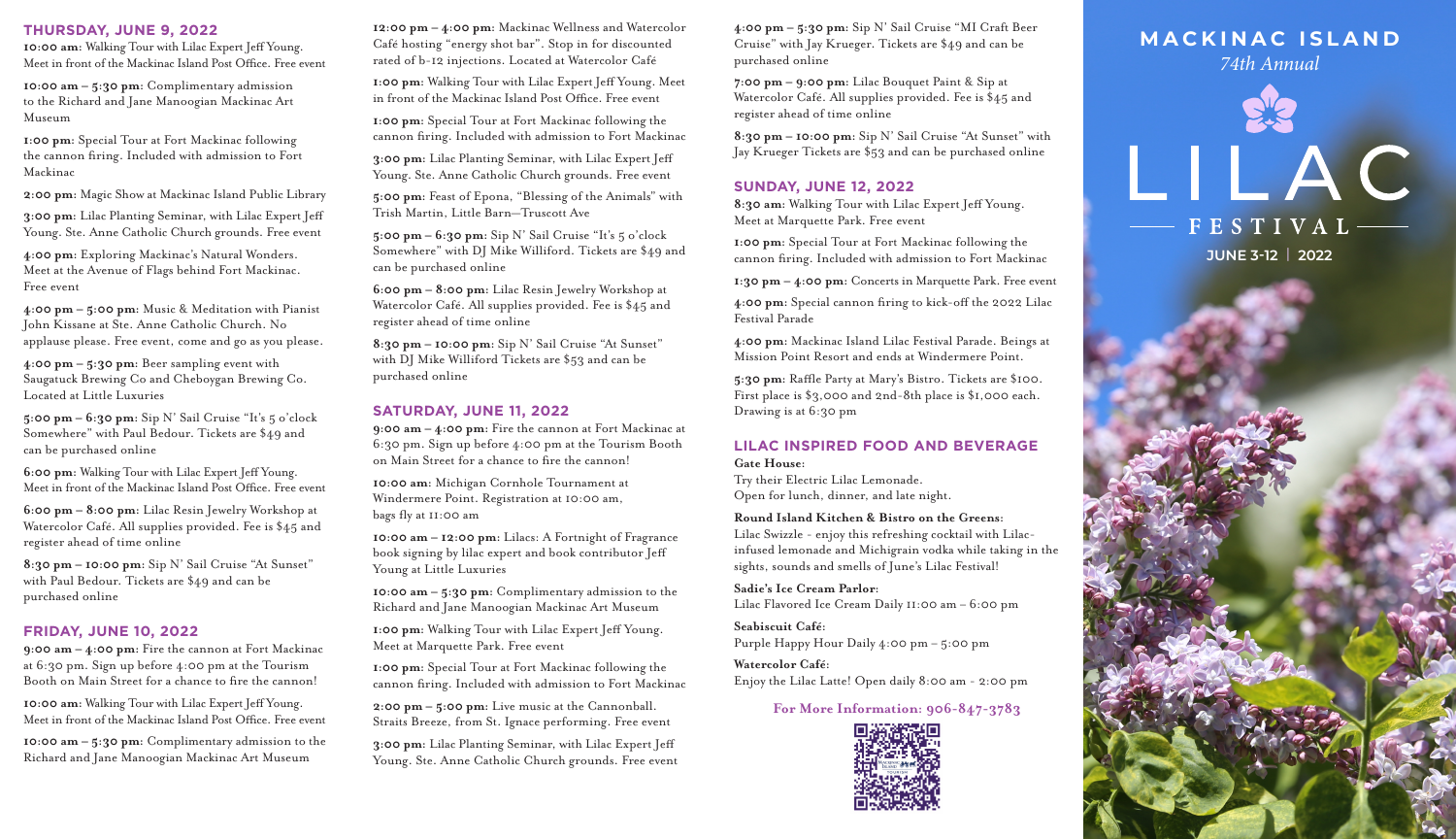# MACKINAC ISLAND

*74th Annual*

# LILAC FESTIVAL

**JUNE 3-12 | 2022**

## THURSDAY, JUNE 9, 2022

**10:00 am:** Walking Tour with Lilac Expert Jeff Young. Meet in front of the Mackinac Island Post Office. Free event

**10:00 am – 5:30 pm:** Complimentary admission to the Richard and Jane Manoogian Mackinac Art Museum

**1:00 pm:** Special Tour at Fort Mackinac following the cannon firing. Included with admission to Fort Mackinac

**2:00 pm:** Magic Show at Mackinac Island Public Library

**3:00 pm:** Lilac Planting Seminar, with Lilac Expert Jeff Young. Ste. Anne Catholic Church grounds. Free event

**4:00 pm:** Exploring Mackinac's Natural Wonders. Meet at the Avenue of Flags behind Fort Mackinac. Free event

**4:00 pm – 5:00 pm:** Music & Meditation with Pianist John Kissane at Ste. Anne Catholic Church. No applause please. Free event, come and go as you please.

**4:00 pm – 5:30 pm:** Beer sampling event with Saugatuck Brewing Co and Cheboygan Brewing Co. Located at Little Luxuries

**5:00 pm – 6:30 pm:** Sip N' Sail Cruise "It's 5 o'clock Somewhere" with Paul Bedour. Tickets are $49 and can be purchased online

**6:00 pm:** Walking Tour with Lilac Expert Jeff Young. Meet in front of the Mackinac Island Post Office. Free event

**6:00 pm – 8:00 pm:** Lilac Resin Jewelry Workshop at Watercolor Café. All supplies provided. Fee is $45 and register ahead of time online

**8:30 pm – 10:00 pm:** Sip N' Sail Cruise "At Sunset" with Paul Bedour. Tickets are $49 and can be purchased online

## FRIDAY, JUNE 10, 2022

**9:00 am – 4:00 pm:** Fire the cannon at Fort Mackinac at 6:30 pm. Sign up before 4:00 pm at the Tourism Booth on Main Street for a chance to fire the cannon!

**10:00 am:** Walking Tour with Lilac Expert Jeff Young. Meet in front of the Mackinac Island Post Office. Free event

**10:00 am – 5:30 pm:** Complimentary admission to the Richard and Jane Manoogian Mackinac Art Museum

**12:00 pm – 4:00 pm:** Mackinac Wellness and Watercolor Café hosting "energy shot bar". Stop in for discounted rated of b-12 injections. Located at Watercolor Café

**1:00 pm:** Walking Tour with Lilac Expert Jeff Young. Meet in front of the Mackinac Island Post Office. Free event

**1:00 pm:** Special Tour at Fort Mackinac following the cannon firing. Included with admission to Fort Mackinac

**3:00 pm:** Lilac Planting Seminar, with Lilac Expert Jeff Young. Ste. Anne Catholic Church grounds. Free event

**5:00 pm:** Feast of Epona, "Blessing of the Animals" with Trish Martin, Little Barn—Truscott Ave

**5:00 pm – 6:30 pm:** Sip N' Sail Cruise "It's 5 o'clock Somewhere" with DJ Mike Williford. Tickets are $49 and can be purchased online

**6:00 pm – 8:00 pm:** Lilac Resin Jewelry Workshop at Watercolor Café. All supplies provided. Fee is $45 and register ahead of time online

**8:30 pm – 10:00 pm:** Sip N' Sail Cruise "At Sunset" with DJ Mike Williford Tickets are $53 and can be purchased online

## SATURDAY, JUNE 11, 2022

**9:00 am – 4:00 pm:** Fire the cannon at Fort Mackinac at 6:30 pm. Sign up before 4:00 pm at the Tourism Booth on Main Street for a chance to fire the cannon!

**10:00 am:** Michigan Cornhole Tournament at Windermere Point. Registration at 10:00 am, bags fly at 11:00 am

**10:00 am – 12:00 pm:** Lilacs: A Fortnight of Fragrance book signing by lilac expert and book contributor Jeff Young at Little Luxuries

**10:00 am – 5:30 pm:** Complimentary admission to the Richard and Jane Manoogian Mackinac Art Museum

**1:00 pm:** Walking Tour with Lilac Expert Jeff Young. Meet at Marquette Park. Free event

**1:00 pm:** Special Tour at Fort Mackinac following the cannon firing. Included with admission to Fort Mackinac

**2:00 pm – 5:00 pm:** Live music at the Cannonball. Straits Breeze, from St. Ignace performing. Free event

**3:00 pm:** Lilac Planting Seminar, with Lilac Expert Jeff Young. Ste. Anne Catholic Church grounds. Free event

**4:00 pm – 5:30 pm:** Sip N' Sail Cruise "MI Craft Beer Cruise" with Jay Krueger. Tickets are $49 and can be purchased online

**7:00 pm – 9:00 pm:** Lilac Bouquet Paint & Sip at Watercolor Café. All supplies provided. Fee is $45 and register ahead of time online

**8:30 pm – 10:00 pm:** Sip N' Sail Cruise "At Sunset" with Jay Krueger Tickets are $53 and can be purchased online

## SUNDAY, JUNE 12, 2022

**8:30 am:** Walking Tour with Lilac Expert Jeff Young. Meet at Marquette Park. Free event

**1:00 pm:** Special Tour at Fort Mackinac following the cannon firing. Included with admission to Fort Mackinac

**1:30 pm – 4:00 pm:** Concerts in Marquette Park. Free event

**4:00 pm:** Special cannon firing to kick-off the 2022 Lilac Festival Parade

**4:00 pm:** Mackinac Island Lilac Festival Parade. Beings at Mission Point Resort and ends at Windermere Point.

**5:30 pm:** Raffle Party at Mary's Bistro. Tickets are $100. First place is $3,000 and 2nd-8th place is $1,000 each. Drawing is at 6:30 pm

## LILAC INSPIRED FOOD AND BEVERAGE

**Gate House:**
Try their Electric Lilac Lemonade. Open for lunch, dinner, and late night.

**Round Island Kitchen & Bistro on the Greens:**
Lilac Swizzle - enjoy this refreshing cocktail with Lilac-infused lemonade and Michigrain vodka while taking in the sights, sounds and smells of June's Lilac Festival!

**Sadie's Ice Cream Parlor:**
Lilac Flavored Ice Cream Daily 11:00 am – 6:00 pm

**Seabiscuit Café:**
Purple Happy Hour Daily 4:00 pm – 5:00 pm

**Watercolor Café:**
Enjoy the Lilac Latte! Open daily 8:00 am - 2:00 pm

**For More Information: 906-847-3783**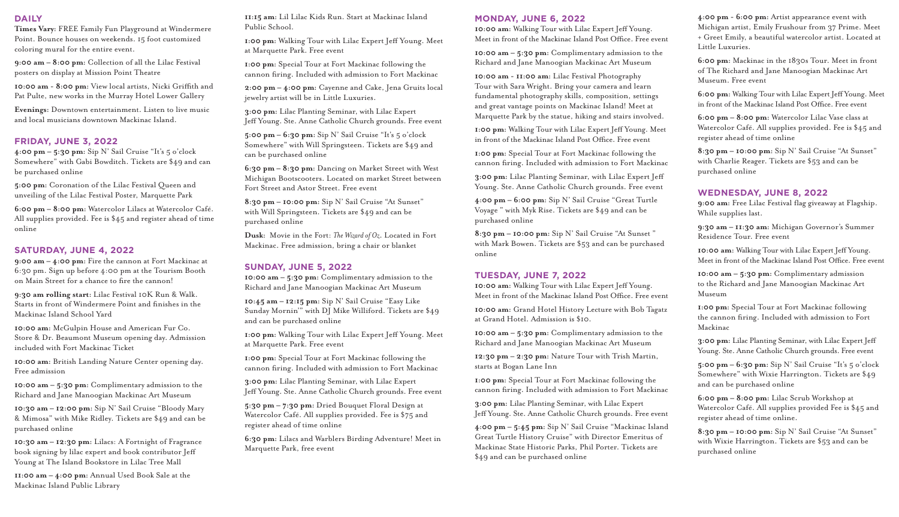## DAILY

**Times Vary**: FREE Family Fun Playground at Windermere Point. Bounce houses on weekends. 15 foot customized coloring mural for the entire event.

**9:00 am – 8:00 pm**: Collection of all the Lilac Festival posters on display at Mission Point Theatre

**10:00 am - 8:00 pm**: View local artists, Nicki Griffith and Pat Pulte, new works in the Murray Hotel Lower Gallery

**Evenings**: Downtown entertainment. Listen to live music and local musicians downtown Mackinac Island.

## FRIDAY, JUNE 3, 2022

**4:00 pm – 5:30 pm**: Sip N' Sail Cruise "It's 5 o'clock Somewhere" with Gabi Bowditch. Tickets are $49 and can be purchased online

**5:00 pm**: Coronation of the Lilac Festival Queen and unveiling of the Lilac Festival Poster, Marquette Park

**6:00 pm – 8:00 pm:** Watercolor Lilacs at Watercolor Café. All supplies provided. Fee is $45 and register ahead of time online

## SATURDAY, JUNE 4, 2022

**9:00 am – 4:00 pm**: Fire the cannon at Fort Mackinac at 6:30 pm. Sign up before 4:00 pm at the Tourism Booth on Main Street for a chance to fire the cannon!

**9:30 am rolling start**: Lilac Festival 10K Run & Walk. Starts in front of Windermere Point and finishes in the Mackinac Island School Yard

**10:00 am:** McGulpin House and American Fur Co. Store & Dr. Beaumont Museum opening day. Admission included with Fort Mackinac Ticket

**10:00 am**: British Landing Nature Center opening day. Free admission

**10:00 am – 5:30 pm**: Complimentary admission to the Richard and Jane Manoogian Mackinac Art Museum

**10:30 am – 12:00 pm**: Sip N' Sail Cruise "Bloody Mary & Mimosa" with Mike Ridley. Tickets are $49 and can be purchased online

**10:30 am – 12:30 pm**: Lilacs: A Fortnight of Fragrance book signing by lilac expert and book contributor Jeff Young at The Island Bookstore in Lilac Tree Mall

**11:00 am – 4:00 pm**: Annual Used Book Sale at the Mackinac Island Public Library

**11:15 am**: Lil Lilac Kids Run. Start at Mackinac Island Public School.

**1:00 pm**: Walking Tour with Lilac Expert Jeff Young. Meet at Marquette Park. Free event

**1:00 pm**: Special Tour at Fort Mackinac following the cannon firing. Included with admission to Fort Mackinac

**2:00 pm – 4:00 pm**: Cayenne and Cake, Jena Gruits local jewelry artist will be in Little Luxuries.

**3:00 pm**: Lilac Planting Seminar, with Lilac Expert Jeff Young. Ste. Anne Catholic Church grounds. Free event

**5:00 pm – 6:30 pm**: Sip N' Sail Cruise "It's 5 o'clock Somewhere" with Will Springsteen. Tickets are $49 and can be purchased online

**6:30 pm – 8:30 pm**: Dancing on Market Street with West Michigan Bootscooters. Located on market Street between Fort Street and Astor Street. Free event

**8:30 pm – 10:00 pm**: Sip N' Sail Cruise "At Sunset" with Will Springsteen. Tickets are $49 and can be purchased online

**Dusk**: Movie in the Fort: *The Wizard of Oz*. Located in Fort Mackinac. Free admission, bring a chair or blanket

## SUNDAY, JUNE 5, 2022

**10:00 am – 5:30 pm**: Complimentary admission to the Richard and Jane Manoogian Mackinac Art Museum

**10:45 am – 12:15 pm**: Sip N' Sail Cruise "Easy Like Sunday Mornin'" with DJ Mike Williford. Tickets are $49 and can be purchased online

**1:00 pm**: Walking Tour with Lilac Expert Jeff Young. Meet at Marquette Park. Free event

**1:00 pm**: Special Tour at Fort Mackinac following the cannon firing. Included with admission to Fort Mackinac

**3:00 pm**: Lilac Planting Seminar, with Lilac Expert Jeff Young. Ste. Anne Catholic Church grounds. Free event

**5:30 pm – 7:30 pm**: Dried Bouquet Floral Design at Watercolor Café. All supplies provided. Fee is $75 and register ahead of time online

**6:30 pm**: Lilacs and Warblers Birding Adventure! Meet in Marquette Park, free event

## MONDAY, JUNE 6, 2022

**10:00 am**: Walking Tour with Lilac Expert Jeff Young. Meet in front of the Mackinac Island Post Office. Free event

**10:00 am – 5:30 pm**: Complimentary admission to the Richard and Jane Manoogian Mackinac Art Museum

**10:00 am - 11:00 am**: Lilac Festival Photography Tour with Sara Wright. Bring your camera and learn fundamental photography skills, composition, settings and great vantage points on Mackinac Island! Meet at Marquette Park by the statue, hiking and stairs involved.

**1:00 pm**: Walking Tour with Lilac Expert Jeff Young. Meet in front of the Mackinac Island Post Office. Free event

**1:00 pm**: Special Tour at Fort Mackinac following the cannon firing. Included with admission to Fort Mackinac

**3:00 pm**: Lilac Planting Seminar, with Lilac Expert Jeff Young. Ste. Anne Catholic Church grounds. Free event

**4:00 pm – 6:00 pm**: Sip N' Sail Cruise "Great Turtle Voyage " with Myk Rise. Tickets are $49 and can be purchased online

**8:30 pm – 10:00 pm**: Sip N' Sail Cruise "At Sunset " with Mark Bowen. Tickets are $53 and can be purchased online

## TUESDAY, JUNE 7, 2022

**10:00 am**: Walking Tour with Lilac Expert Jeff Young. Meet in front of the Mackinac Island Post Office. Free event

**10:00 am**: Grand Hotel History Lecture with Bob Tagatz at Grand Hotel. Admission is $10.

**10:00 am – 5:30 pm**: Complimentary admission to the Richard and Jane Manoogian Mackinac Art Museum

**12:30 pm – 2:30 pm**: Nature Tour with Trish Martin, starts at Bogan Lane Inn

**1:00 pm**: Special Tour at Fort Mackinac following the cannon firing. Included with admission to Fort Mackinac

**3:00 pm**: Lilac Planting Seminar, with Lilac Expert Jeff Young. Ste. Anne Catholic Church grounds. Free event

**4:00 pm – 5:45 pm**: Sip N' Sail Cruise "Mackinac Island Great Turtle History Cruise" with Director Emeritus of Mackinac State Historic Parks, Phil Porter. Tickets are $49 and can be purchased online

**4:00 pm - 6:00 pm**: Artist appearance event with Michigan artist, Emily Frushour from 37 Prime. Meet + Greet Emily, a beautiful watercolor artist. Located at Little Luxuries.

**6:00 pm**: Mackinac in the 1830s Tour. Meet in front of The Richard and Jane Manoogian Mackinac Art Museum. Free event

**6:00 pm**: Walking Tour with Lilac Expert Jeff Young. Meet in front of the Mackinac Island Post Office. Free event

**6:00 pm – 8:00 pm**: Watercolor Lilac Vase class at Watercolor Café. All supplies provided. Fee is $45 and register ahead of time online

**8:30 pm – 10:00 pm**: Sip N' Sail Cruise "At Sunset" with Charlie Reager. Tickets are $53 and can be purchased online

## WEDNESDAY, JUNE 8, 2022

**9:00 am**: Free Lilac Festival flag giveaway at Flagship. While supplies last.

**9:30 am – 11:30 am**: Michigan Governor's Summer Residence Tour. Free event

**10:00 am**: Walking Tour with Lilac Expert Jeff Young. Meet in front of the Mackinac Island Post Office. Free event

**10:00 am – 5:30 pm**: Complimentary admission to the Richard and Jane Manoogian Mackinac Art Museum

**1:00 pm**: Special Tour at Fort Mackinac following the cannon firing. Included with admission to Fort Mackinac

**3:00 pm**: Lilac Planting Seminar, with Lilac Expert Jeff Young. Ste. Anne Catholic Church grounds. Free event

**5:00 pm – 6:30 pm**: Sip N' Sail Cruise "It's 5 o'clock Somewhere" with Wixie Harrington. Tickets are $49 and can be purchased online

**6:00 pm – 8:00 pm**: Lilac Scrub Workshop at Watercolor Café. All supplies provided Fee is $45 and register ahead of time online.

**8:30 pm – 10:00 pm**: Sip N' Sail Cruise "At Sunset" with Wixie Harrington. Tickets are $53 and can be purchased online